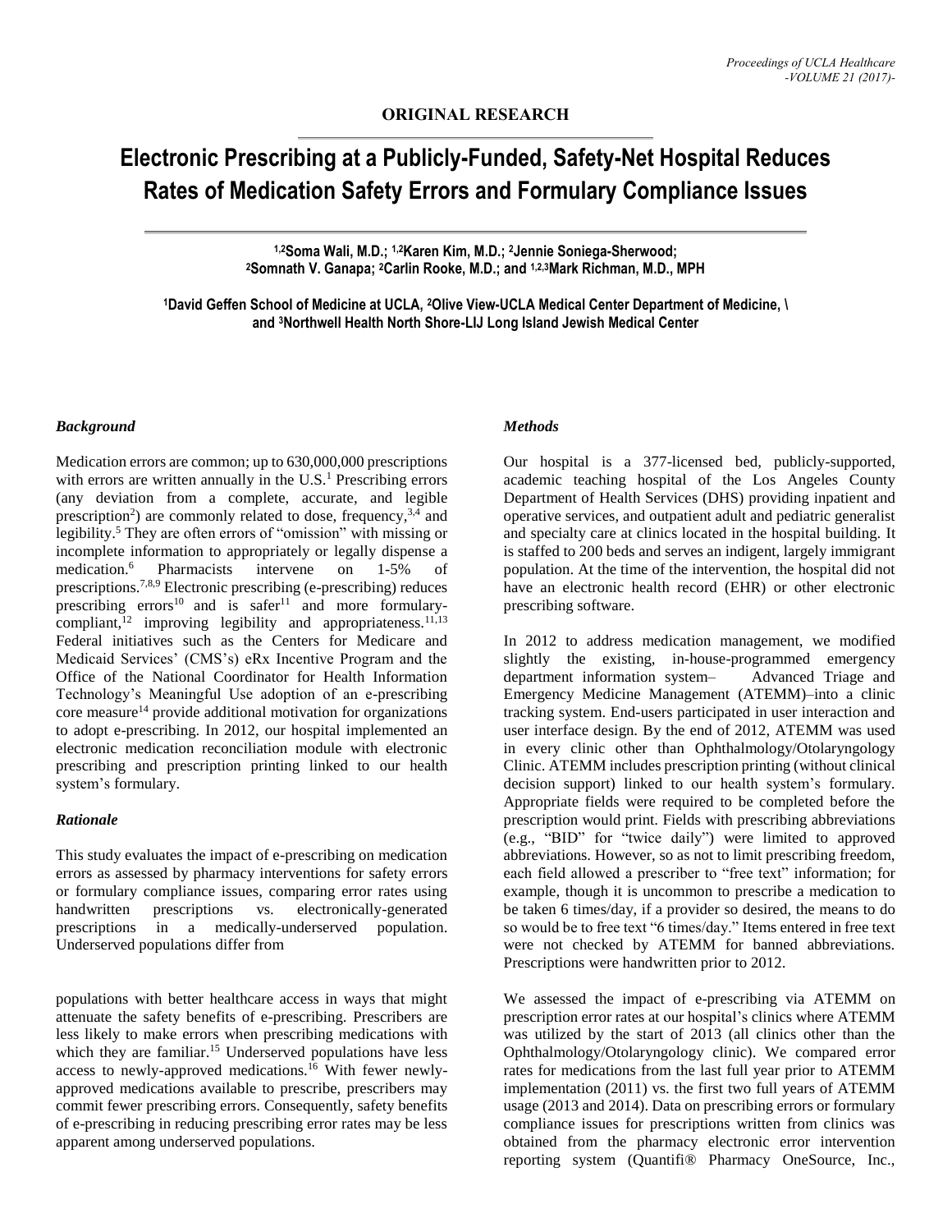**ORIGINAL RESEARCH**

# Electronic Prescribing at a Publicly-Funded, Safety-Net Hospital Reduces Rates of Medication Safety Errors and Formulary Compliance Issues

[1,2]Soma Wali, M.D.; [1,2]Karen Kim, M.D.; [2]Jennie Soniega-Sherwood; [2]Somnath V. Ganapa; [2]Carlin Rooke, M.D.; and [1,2,3]Mark Richman, M.D., MPH

[1]David Geffen School of Medicine at UCLA, [2]Olive View-UCLA Medical Center Department of Medicine, \ and [3]Northwell Health North Shore-LIJ Long Island Jewish Medical Center

### *Background*

Medication errors are common; up to 630,000,000 prescriptions with errors are written annually in the U.S.[1] Prescribing errors (any deviation from a complete, accurate, and legible prescription[2]) are commonly related to dose, frequency,[3,4] and legibility.[5] They are often errors of "omission" with missing or incomplete information to appropriately or legally dispense a medication.[6] Pharmacists intervene on 1-5% of prescriptions.[7,8,9] Electronic prescribing (e-prescribing) reduces prescribing errors[10] and is safer[11] and more formulary-compliant,[12] improving legibility and appropriateness.[11,13] Federal initiatives such as the Centers for Medicare and Medicaid Services' (CMS's) eRx Incentive Program and the Office of the National Coordinator for Health Information Technology's Meaningful Use adoption of an e-prescribing core measure[14] provide additional motivation for organizations to adopt e-prescribing. In 2012, our hospital implemented an electronic medication reconciliation module with electronic prescribing and prescription printing linked to our health system's formulary.

### *Rationale*

This study evaluates the impact of e-prescribing on medication errors as assessed by pharmacy interventions for safety errors or formulary compliance issues, comparing error rates using handwritten prescriptions vs. electronically-generated prescriptions in a medically-underserved population. Underserved populations differ from populations with better healthcare access in ways that might attenuate the safety benefits of e-prescribing. Prescribers are less likely to make errors when prescribing medications with which they are familiar.[15] Underserved populations have less access to newly-approved medications.[16] With fewer newly-approved medications available to prescribe, prescribers may commit fewer prescribing errors. Consequently, safety benefits of e-prescribing in reducing prescribing error rates may be less apparent among underserved populations.

### *Methods*

Our hospital is a 377-licensed bed, publicly-supported, academic teaching hospital of the Los Angeles County Department of Health Services (DHS) providing inpatient and operative services, and outpatient adult and pediatric generalist and specialty care at clinics located in the hospital building. It is staffed to 200 beds and serves an indigent, largely immigrant population. At the time of the intervention, the hospital did not have an electronic health record (EHR) or other electronic prescribing software.

In 2012 to address medication management, we modified slightly the existing, in-house-programmed emergency department information system– Advanced Triage and Emergency Medicine Management (ATEMM)–into a clinic tracking system. End-users participated in user interaction and user interface design. By the end of 2012, ATEMM was used in every clinic other than Ophthalmology/Otolaryngology Clinic. ATEMM includes prescription printing (without clinical decision support) linked to our health system's formulary. Appropriate fields were required to be completed before the prescription would print. Fields with prescribing abbreviations (e.g., "BID" for "twice daily") were limited to approved abbreviations. However, so as not to limit prescribing freedom, each field allowed a prescriber to "free text" information; for example, though it is uncommon to prescribe a medication to be taken 6 times/day, if a provider so desired, the means to do so would be to free text "6 times/day." Items entered in free text were not checked by ATEMM for banned abbreviations. Prescriptions were handwritten prior to 2012.

We assessed the impact of e-prescribing via ATEMM on prescription error rates at our hospital's clinics where ATEMM was utilized by the start of 2013 (all clinics other than the Ophthalmology/Otolaryngology clinic). We compared error rates for medications from the last full year prior to ATEMM implementation (2011) vs. the first two full years of ATEMM usage (2013 and 2014). Data on prescribing errors or formulary compliance issues for prescriptions written from clinics was obtained from the pharmacy electronic error intervention reporting system (Quantifi® Pharmacy OneSource, Inc.,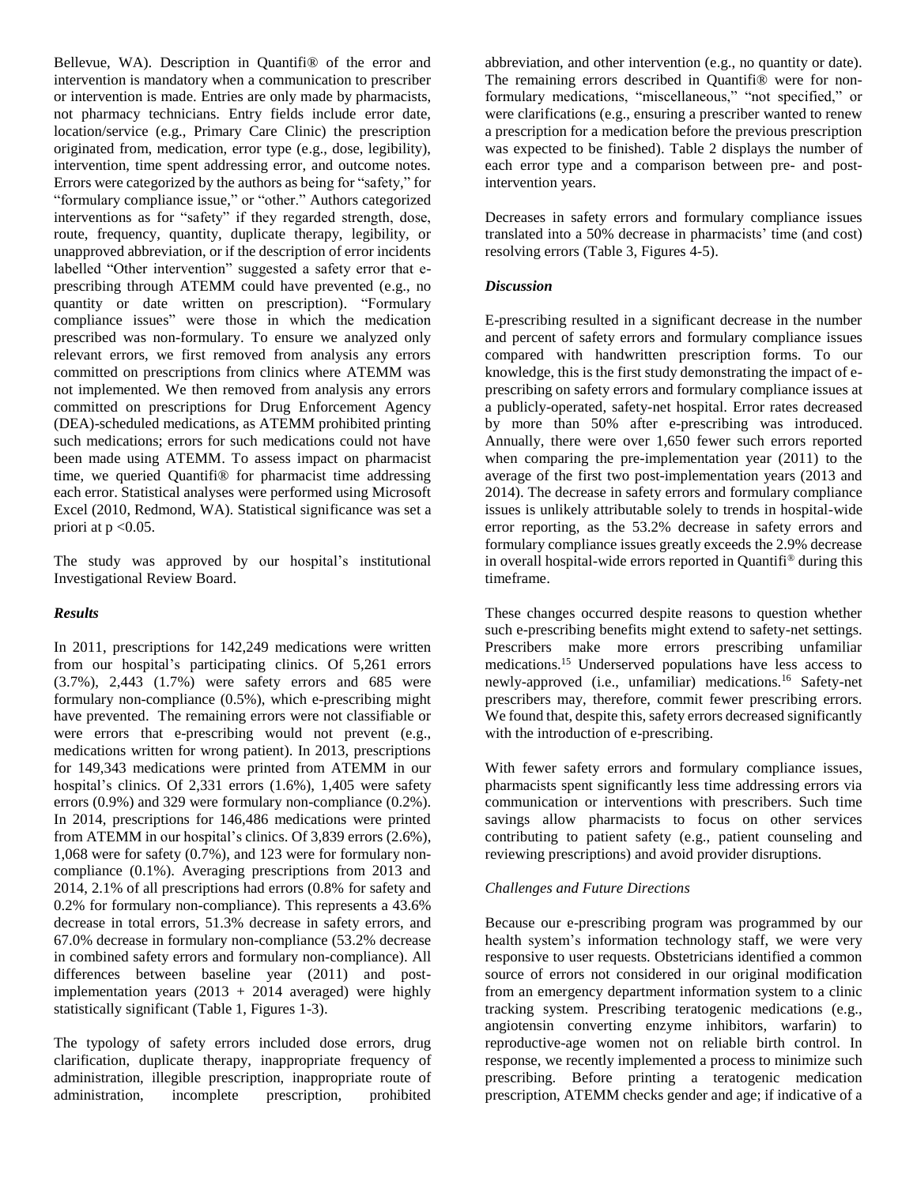Bellevue, WA). Description in Quantifi® of the error and intervention is mandatory when a communication to prescriber or intervention is made. Entries are only made by pharmacists, not pharmacy technicians. Entry fields include error date, location/service (e.g., Primary Care Clinic) the prescription originated from, medication, error type (e.g., dose, legibility), intervention, time spent addressing error, and outcome notes. Errors were categorized by the authors as being for "safety," for "formulary compliance issue," or "other." Authors categorized interventions as for "safety" if they regarded strength, dose, route, frequency, quantity, duplicate therapy, legibility, or unapproved abbreviation, or if the description of error incidents labelled "Other intervention" suggested a safety error that e-prescribing through ATEMM could have prevented (e.g., no quantity or date written on prescription). "Formulary compliance issues" were those in which the medication prescribed was non-formulary. To ensure we analyzed only relevant errors, we first removed from analysis any errors committed on prescriptions from clinics where ATEMM was not implemented. We then removed from analysis any errors committed on prescriptions for Drug Enforcement Agency (DEA)-scheduled medications, as ATEMM prohibited printing such medications; errors for such medications could not have been made using ATEMM. To assess impact on pharmacist time, we queried Quantifi® for pharmacist time addressing each error. Statistical analyses were performed using Microsoft Excel (2010, Redmond, WA). Statistical significance was set a priori at $p < 0.05$.

The study was approved by our hospital's institutional Investigational Review Board.

### *Results*

In 2011, prescriptions for 142,249 medications were written from our hospital's participating clinics. Of 5,261 errors (3.7%), 2,443 (1.7%) were safety errors and 685 were formulary non-compliance (0.5%), which e-prescribing might have prevented. The remaining errors were not classifiable or were errors that e-prescribing would not prevent (e.g., medications written for wrong patient). In 2013, prescriptions for 149,343 medications were printed from ATEMM in our hospital's clinics. Of 2,331 errors (1.6%), 1,405 were safety errors (0.9%) and 329 were formulary non-compliance (0.2%). In 2014, prescriptions for 146,486 medications were printed from ATEMM in our hospital's clinics. Of 3,839 errors (2.6%), 1,068 were for safety (0.7%), and 123 were for formulary non-compliance (0.1%). Averaging prescriptions from 2013 and 2014, 2.1% of all prescriptions had errors (0.8% for safety and 0.2% for formulary non-compliance). This represents a 43.6% decrease in total errors, 51.3% decrease in safety errors, and 67.0% decrease in formulary non-compliance (53.2% decrease in combined safety errors and formulary non-compliance). All differences between baseline year (2011) and post-implementation years (2013 + 2014 averaged) were highly statistically significant (Table 1, Figures 1-3).

The typology of safety errors included dose errors, drug clarification, duplicate therapy, inappropriate frequency of administration, illegible prescription, inappropriate route of administration, incomplete prescription, prohibited abbreviation, and other intervention (e.g., no quantity or date). The remaining errors described in Quantifi® were for non-formulary medications, "miscellaneous," "not specified," or were clarifications (e.g., ensuring a prescriber wanted to renew a prescription for a medication before the previous prescription was expected to be finished). Table 2 displays the number of each error type and a comparison between pre- and post-intervention years.

Decreases in safety errors and formulary compliance issues translated into a 50% decrease in pharmacists' time (and cost) resolving errors (Table 3, Figures 4-5).

### *Discussion*

E-prescribing resulted in a significant decrease in the number and percent of safety errors and formulary compliance issues compared with handwritten prescription forms. To our knowledge, this is the first study demonstrating the impact of e-prescribing on safety errors and formulary compliance issues at a publicly-operated, safety-net hospital. Error rates decreased by more than 50% after e-prescribing was introduced. Annually, there were over 1,650 fewer such errors reported when comparing the pre-implementation year (2011) to the average of the first two post-implementation years (2013 and 2014). The decrease in safety errors and formulary compliance issues is unlikely attributable solely to trends in hospital-wide error reporting, as the 53.2% decrease in safety errors and formulary compliance issues greatly exceeds the 2.9% decrease in overall hospital-wide errors reported in Quantifi® during this timeframe.

These changes occurred despite reasons to question whether such e-prescribing benefits might extend to safety-net settings. Prescribers make more errors prescribing unfamiliar medications.[15] Underserved populations have less access to newly-approved (i.e., unfamiliar) medications.[16] Safety-net prescribers may, therefore, commit fewer prescribing errors. We found that, despite this, safety errors decreased significantly with the introduction of e-prescribing.

With fewer safety errors and formulary compliance issues, pharmacists spent significantly less time addressing errors via communication or interventions with prescribers. Such time savings allow pharmacists to focus on other services contributing to patient safety (e.g., patient counseling and reviewing prescriptions) and avoid provider disruptions.

#### *Challenges and Future Directions*

Because our e-prescribing program was programmed by our health system's information technology staff, we were very responsive to user requests. Obstetricians identified a common source of errors not considered in our original modification from an emergency department information system to a clinic tracking system. Prescribing teratogenic medications (e.g., angiotensin converting enzyme inhibitors, warfarin) to reproductive-age women not on reliable birth control. In response, we recently implemented a process to minimize such prescribing. Before printing a teratogenic medication prescription, ATEMM checks gender and age; if indicative of a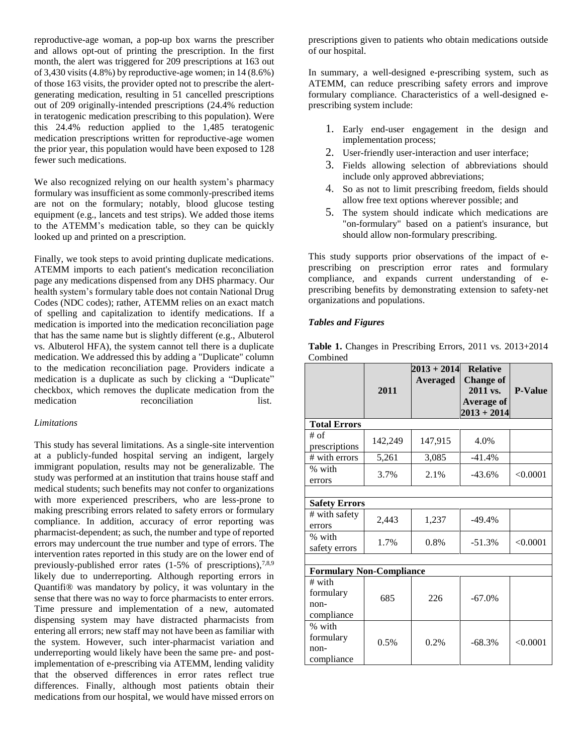reproductive-age woman, a pop-up box warns the prescriber and allows opt-out of printing the prescription. In the first month, the alert was triggered for 209 prescriptions at 163 out of 3,430 visits (4.8%) by reproductive-age women; in 14 (8.6%) of those 163 visits, the provider opted not to prescribe the alert-generating medication, resulting in 51 cancelled prescriptions out of 209 originally-intended prescriptions (24.4% reduction in teratogenic medication prescribing to this population). Were this 24.4% reduction applied to the 1,485 teratogenic medication prescriptions written for reproductive-age women the prior year, this population would have been exposed to 128 fewer such medications.

We also recognized relying on our health system's pharmacy formulary was insufficient as some commonly-prescribed items are not on the formulary; notably, blood glucose testing equipment (e.g., lancets and test strips). We added those items to the ATEMM's medication table, so they can be quickly looked up and printed on a prescription.

Finally, we took steps to avoid printing duplicate medications. ATEMM imports to each patient's medication reconciliation page any medications dispensed from any DHS pharmacy. Our health system's formulary table does not contain National Drug Codes (NDC codes); rather, ATEMM relies on an exact match of spelling and capitalization to identify medications. If a medication is imported into the medication reconciliation page that has the same name but is slightly different (e.g., Albuterol vs. Albuterol HFA), the system cannot tell there is a duplicate medication. We addressed this by adding a "Duplicate" column to the medication reconciliation page. Providers indicate a medication is a duplicate as such by clicking a "Duplicate" checkbox, which removes the duplicate medication from the medication reconciliation list.

*Limitations*

This study has several limitations. As a single-site intervention at a publicly-funded hospital serving an indigent, largely immigrant population, results may not be generalizable. The study was performed at an institution that trains house staff and medical students; such benefits may not confer to organizations with more experienced prescribers, who are less-prone to making prescribing errors related to safety errors or formulary compliance. In addition, accuracy of error reporting was pharmacist-dependent; as such, the number and type of reported errors may undercount the true number and type of errors. The intervention rates reported in this study are on the lower end of previously-published error rates (1-5% of prescriptions),[7,8,9] likely due to underreporting. Although reporting errors in Quantifi® was mandatory by policy, it was voluntary in the sense that there was no way to force pharmacists to enter errors. Time pressure and implementation of a new, automated dispensing system may have distracted pharmacists from entering all errors; new staff may not have been as familiar with the system. However, such inter-pharmacist variation and underreporting would likely have been the same pre- and post-implementation of e-prescribing via ATEMM, lending validity that the observed differences in error rates reflect true differences. Finally, although most patients obtain their medications from our hospital, we would have missed errors on prescriptions given to patients who obtain medications outside of our hospital.

In summary, a well-designed e-prescribing system, such as ATEMM, can reduce prescribing safety errors and improve formulary compliance. Characteristics of a well-designed e-prescribing system include:

1. Early end-user engagement in the design and implementation process;
2. User-friendly user-interaction and user interface;
3. Fields allowing selection of abbreviations should include only approved abbreviations;
4. So as not to limit prescribing freedom, fields should allow free text options wherever possible; and
5. The system should indicate which medications are "on-formulary" based on a patient's insurance, but should allow non-formulary prescribing.

This study supports prior observations of the impact of e-prescribing on prescription error rates and formulary compliance, and expands current understanding of e-prescribing benefits by demonstrating extension to safety-net organizations and populations.

***Tables and Figures***

**Table 1.** Changes in Prescribing Errors, 2011 vs. 2013+2014 Combined

| | 2011 | 2013 + 2014 Averaged | Relative Change of 2011 vs. Average of 2013 + 2014 | P-Value |
|---|---|---|---|---|
| **Total Errors** | | | | |
| # of prescriptions | 142,249 | 147,915 | 4.0% | |
| # with errors | 5,261 | 3,085 | -41.4% | |
| % with errors | 3.7% | 2.1% | -43.6% | <0.0001 |
| | | | | |
| **Safety Errors** | | | | |
| # with safety errors | 2,443 | 1,237 | -49.4% | |
| % with safety errors | 1.7% | 0.8% | -51.3% | <0.0001 |
| | | | | |
| **Formulary Non-Compliance** | | | | |
| # with formulary non-compliance | 685 | 226 | -67.0% | |
| % with formulary non-compliance | 0.5% | 0.2% | -68.3% | <0.0001 |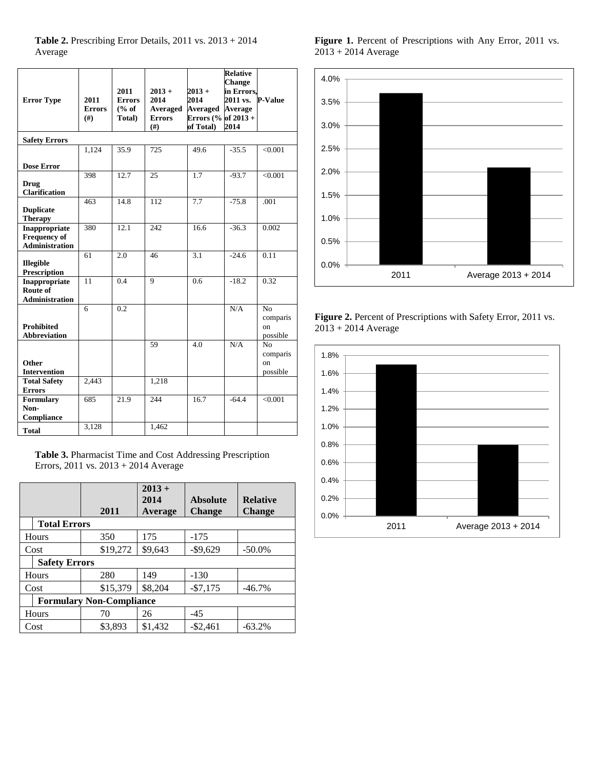**Table 2.** Prescribing Error Details, 2011 vs. 2013 + 2014 Average

| Error Type | 2011 Errors (#) | 2011 Errors (% of Total) | 2013 + 2014 Averaged Errors (#) | 2013 + 2014 Averaged Errors (% of Total) | Relative Change in Errors, 2011 vs. Average of 2013 + 2014 | P-Value |
|---|---|---|---|---|---|---|
| **Safety Errors** | | | | | | |
| **Dose Error** | 1,124 | 35.9 | 725 | 49.6 | -35.5 | <0.001 |
| **Drug Clarification** | 398 | 12.7 | 25 | 1.7 | -93.7 | <0.001 |
| **Duplicate Therapy** | 463 | 14.8 | 112 | 7.7 | -75.8 | .001 |
| **Inappropriate Frequency of Administration** | 380 | 12.1 | 242 | 16.6 | -36.3 | 0.002 |
| **Illegible Prescription** | 61 | 2.0 | 46 | 3.1 | -24.6 | 0.11 |
| **Inappropriate Route of Administration** | 11 | 0.4 | 9 | 0.6 | -18.2 | 0.32 |
| **Prohibited Abbreviation** | 6 | 0.2 | | | N/A | No comparison possible |
| **Other Intervention** | | | 59 | 4.0 | N/A | No comparison possible |
| **Total Safety Errors** | 2,443 | | 1,218 | | | |
| **Formulary Non-Compliance** | 685 | 21.9 | 244 | 16.7 | -64.4 | <0.001 |
| **Total** | 3,128 | | 1,462 | | | |

**Table 3.** Pharmacist Time and Cost Addressing Prescription Errors, 2011 vs. 2013 + 2014 Average

| | 2011 | 2013 + 2014 Average | Absolute Change | Relative Change |
|---|---|---|---|---|
| **Total Errors** | | | | |
| Hours | 350 | 175 | -175 | |
| Cost | $19,272 | $9,643 | -$9,629 | -50.0% |
| **Safety Errors** | | | | |
| Hours | 280 | 149 | -130 | |
| Cost | $15,379 | $8,204 | -$7,175 | -46.7% |
| **Formulary Non-Compliance** | | | | |
| Hours | 70 | 26 | -45 | |
| Cost | $3,893 | $1,432 | -$2,461 | -63.2% |

**Figure 1.** Percent of Prescriptions with Any Error, 2011 vs. 2013 + 2014 Average

**Figure 2.** Percent of Prescriptions with Safety Error, 2011 vs. 2013 + 2014 Average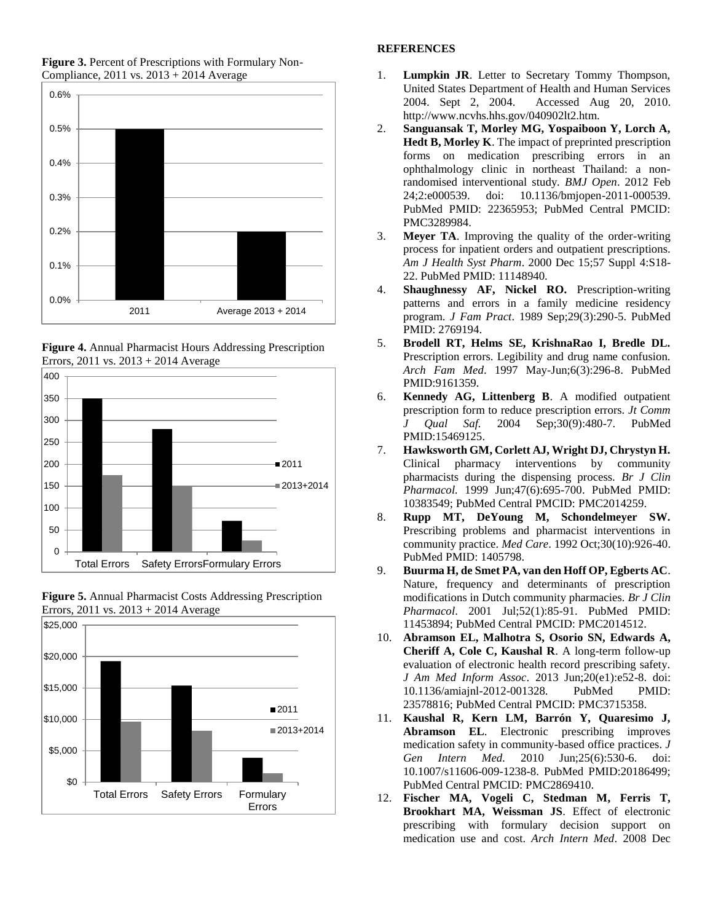**Figure 3.** Percent of Prescriptions with Formulary Non-Compliance, 2011 vs. 2013 + 2014 Average

**Figure 4.** Annual Pharmacist Hours Addressing Prescription Errors, 2011 vs. 2013 + 2014 Average

**Figure 5.** Annual Pharmacist Costs Addressing Prescription Errors, 2011 vs. 2013 + 2014 Average

## REFERENCES

1. **Lumpkin JR**. Letter to Secretary Tommy Thompson, United States Department of Health and Human Services 2004. Sept 2, 2004. Accessed Aug 20, 2010. http://www.ncvhs.hhs.gov/040902lt2.htm.
2. **Sanguansak T, Morley MG, Yospaiboon Y, Lorch A, Hedt B, Morley K**. The impact of preprinted prescription forms on medication prescribing errors in an ophthalmology clinic in northeast Thailand: a non-randomised interventional study. *BMJ Open*. 2012 Feb 24;2:e000539. doi: 10.1136/bmjopen-2011-000539. PubMed PMID: 22365953; PubMed Central PMCID: PMC3289984.
3. **Meyer TA**. Improving the quality of the order-writing process for inpatient orders and outpatient prescriptions. *Am J Health Syst Pharm*. 2000 Dec 15;57 Suppl 4:S18-22. PubMed PMID: 11148940.
4. **Shaughnessy AF, Nickel RO.** Prescription-writing patterns and errors in a family medicine residency program. *J Fam Pract*. 1989 Sep;29(3):290-5. PubMed PMID: 2769194.
5. **Brodell RT, Helms SE, KrishnaRao I, Bredle DL.** Prescription errors. Legibility and drug name confusion. *Arch Fam Med*. 1997 May-Jun;6(3):296-8. PubMed PMID:9161359.
6. **Kennedy AG, Littenberg B**. A modified outpatient prescription form to reduce prescription errors. *Jt Comm J Qual Saf.* 2004 Sep;30(9):480-7. PubMed PMID:15469125.
7. **Hawksworth GM, Corlett AJ, Wright DJ, Chrystyn H.** Clinical pharmacy interventions by community pharmacists during the dispensing process. *Br J Clin Pharmacol.* 1999 Jun;47(6):695-700. PubMed PMID: 10383549; PubMed Central PMCID: PMC2014259.
8. **Rupp MT, DeYoung M, Schondelmeyer SW.** Prescribing problems and pharmacist interventions in community practice. *Med Care*. 1992 Oct;30(10):926-40. PubMed PMID: 1405798.
9. **Buurma H, de Smet PA, van den Hoff OP, Egberts AC**. Nature, frequency and determinants of prescription modifications in Dutch community pharmacies. *Br J Clin Pharmacol*. 2001 Jul;52(1):85-91. PubMed PMID: 11453894; PubMed Central PMCID: PMC2014512.
10. **Abramson EL, Malhotra S, Osorio SN, Edwards A, Cheriff A, Cole C, Kaushal R**. A long-term follow-up evaluation of electronic health record prescribing safety. *J Am Med Inform Assoc*. 2013 Jun;20(e1):e52-8. doi: 10.1136/amiajnl-2012-001328. PubMed PMID: 23578816; PubMed Central PMCID: PMC3715358.
11. **Kaushal R, Kern LM, Barrón Y, Quaresimo J, Abramson EL**. Electronic prescribing improves medication safety in community-based office practices. *J Gen Intern Med.* 2010 Jun;25(6):530-6. doi: 10.1007/s11606-009-1238-8. PubMed PMID:20186499; PubMed Central PMCID: PMC2869410.
12. **Fischer MA, Vogeli C, Stedman M, Ferris T, Brookhart MA, Weissman JS**. Effect of electronic prescribing with formulary decision support on medication use and cost. *Arch Intern Med*. 2008 Dec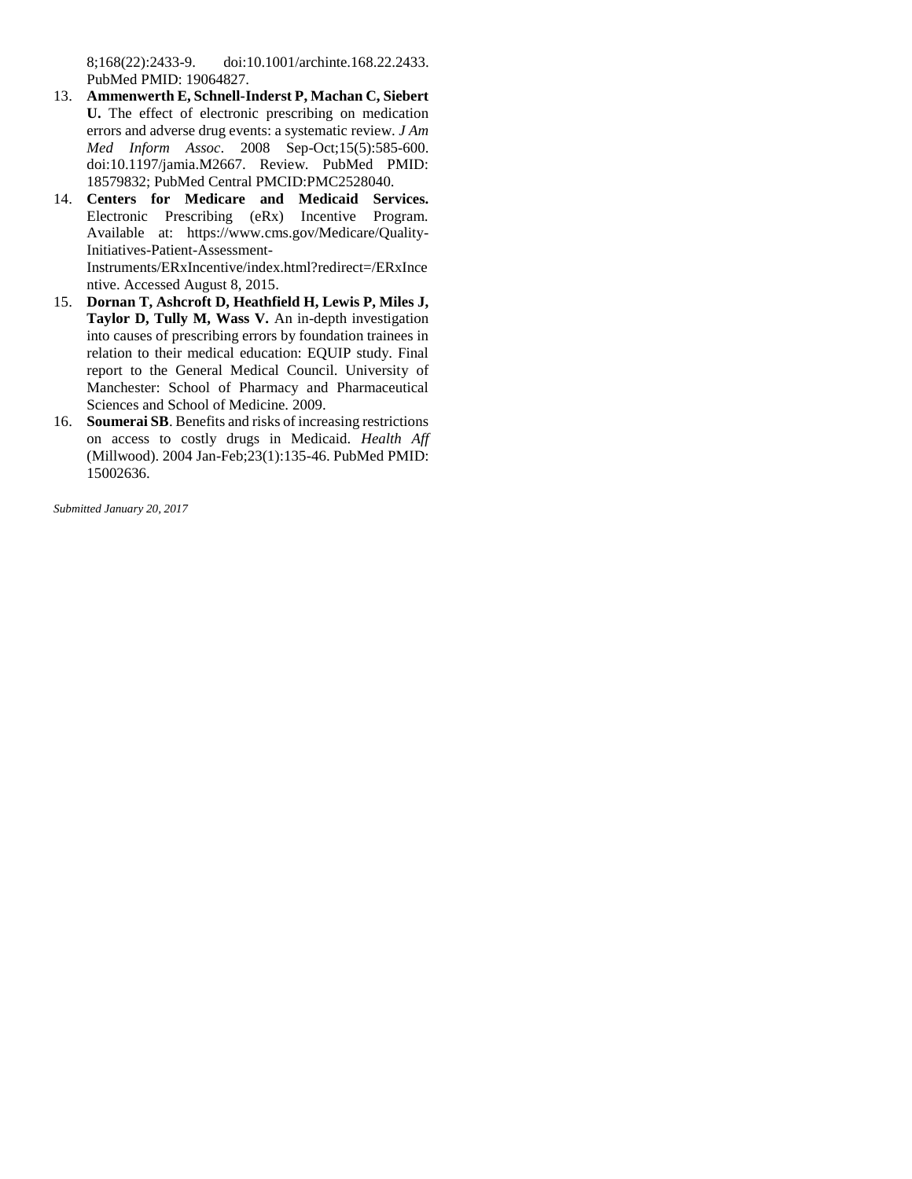8;168(22):2433-9. doi:10.1001/archinte.168.22.2433. PubMed PMID: 19064827.

13. **Ammenwerth E, Schnell-Inderst P, Machan C, Siebert U.** The effect of electronic prescribing on medication errors and adverse drug events: a systematic review. *J Am Med Inform Assoc*. 2008 Sep-Oct;15(5):585-600. doi:10.1197/jamia.M2667. Review. PubMed PMID: 18579832; PubMed Central PMCID:PMC2528040.
14. **Centers for Medicare and Medicaid Services.** Electronic Prescribing (eRx) Incentive Program. Available at: https://www.cms.gov/Medicare/Quality-Initiatives-Patient-Assessment-Instruments/ERxIncentive/index.html?redirect=/ERxIncentive. Accessed August 8, 2015.
15. **Dornan T, Ashcroft D, Heathfield H, Lewis P, Miles J, Taylor D, Tully M, Wass V.** An in-depth investigation into causes of prescribing errors by foundation trainees in relation to their medical education: EQUIP study. Final report to the General Medical Council. University of Manchester: School of Pharmacy and Pharmaceutical Sciences and School of Medicine. 2009.
16. **Soumerai SB**. Benefits and risks of increasing restrictions on access to costly drugs in Medicaid. *Health Aff* (Millwood). 2004 Jan-Feb;23(1):135-46. PubMed PMID: 15002636.

*Submitted January 20, 2017*